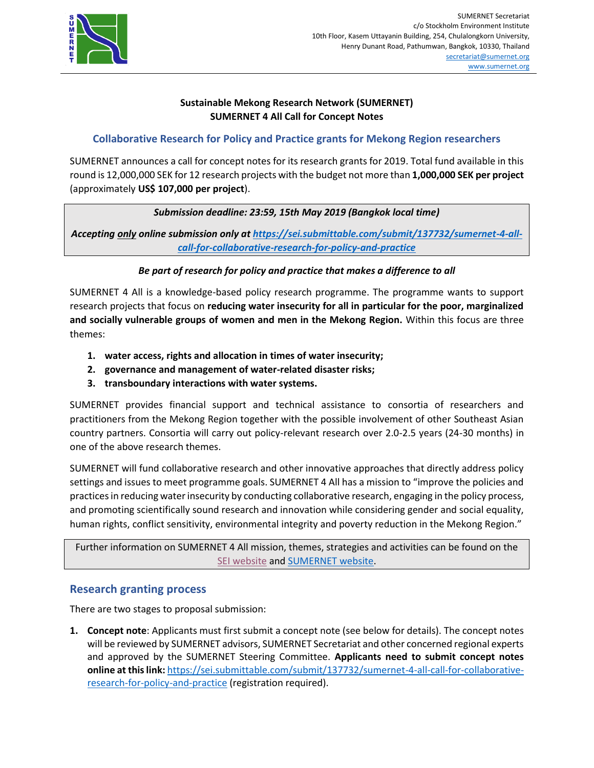SUMERNET Secretariat
c/o Stockholm Environment Institute
10th Floor, Kasem Uttayanin Building, 254, Chulalongkorn University,
Henry Dunant Road, Pathumwan, Bangkok, 10330, Thailand
secretariat@sumernet.org
www.sumernet.org

**Sustainable Mekong Research Network (SUMERNET)**
**SUMERNET 4 All Call for Concept Notes**

## Collaborative Research for Policy and Practice grants for Mekong Region researchers

SUMERNET announces a call for concept notes for its research grants for 2019. Total fund available in this round is 12,000,000 SEK for 12 research projects with the budget not more than **1,000,000 SEK per project** (approximately **US$ 107,000 per project**).

***Submission deadline: 23:59, 15th May 2019 (Bangkok local time)***

***Accepting only online submission only at https://sei.submittable.com/submit/137732/sumernet-4-all-call-for-collaborative-research-for-policy-and-practice***

***Be part of research for policy and practice that makes a difference to all***

SUMERNET 4 All is a knowledge-based policy research programme. The programme wants to support research projects that focus on **reducing water insecurity for all in particular for the poor, marginalized and socially vulnerable groups of women and men in the Mekong Region.** Within this focus are three themes:

1. **water access, rights and allocation in times of water insecurity;**
2. **governance and management of water-related disaster risks;**
3. **transboundary interactions with water systems.**

SUMERNET provides financial support and technical assistance to consortia of researchers and practitioners from the Mekong Region together with the possible involvement of other Southeast Asian country partners. Consortia will carry out policy-relevant research over 2.0-2.5 years (24-30 months) in one of the above research themes.

SUMERNET will fund collaborative research and other innovative approaches that directly address policy settings and issues to meet programme goals. SUMERNET 4 All has a mission to "improve the policies and practices in reducing water insecurity by conducting collaborative research, engaging in the policy process, and promoting scientifically sound research and innovation while considering gender and social equality, human rights, conflict sensitivity, environmental integrity and poverty reduction in the Mekong Region."

Further information on SUMERNET 4 All mission, themes, strategies and activities can be found on the SEI website and SUMERNET website.

## Research granting process

There are two stages to proposal submission:

1. **Concept note**: Applicants must first submit a concept note (see below for details). The concept notes will be reviewed by SUMERNET advisors, SUMERNET Secretariat and other concerned regional experts and approved by the SUMERNET Steering Committee. **Applicants need to submit concept notes online at this link:** https://sei.submittable.com/submit/137732/sumernet-4-all-call-for-collaborative-research-for-policy-and-practice (registration required).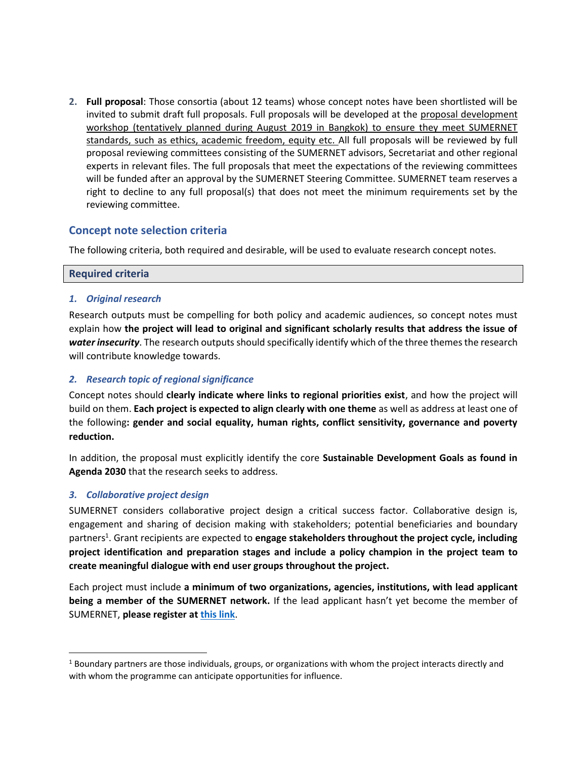2. **Full proposal**: Those consortia (about 12 teams) whose concept notes have been shortlisted will be invited to submit draft full proposals. Full proposals will be developed at the proposal development workshop (tentatively planned during August 2019 in Bangkok) to ensure they meet SUMERNET standards, such as ethics, academic freedom, equity etc. All full proposals will be reviewed by full proposal reviewing committees consisting of the SUMERNET advisors, Secretariat and other regional experts in relevant files. The full proposals that meet the expectations of the reviewing committees will be funded after an approval by the SUMERNET Steering Committee. SUMERNET team reserves a right to decline to any full proposal(s) that does not meet the minimum requirements set by the reviewing committee.

## Concept note selection criteria

The following criteria, both required and desirable, will be used to evaluate research concept notes.

### Required criteria

#### *1. Original research*

Research outputs must be compelling for both policy and academic audiences, so concept notes must explain how **the project will lead to original and significant scholarly results that address the issue of *water insecurity***. The research outputs should specifically identify which of the three themes the research will contribute knowledge towards.

#### *2. Research topic of regional significance*

Concept notes should **clearly indicate where links to regional priorities exist**, and how the project will build on them. **Each project is expected to align clearly with one theme** as well as address at least one of the following**: gender and social equality, human rights, conflict sensitivity, governance and poverty reduction.**

In addition, the proposal must explicitly identify the core **Sustainable Development Goals as found in Agenda 2030** that the research seeks to address.

#### *3. Collaborative project design*

SUMERNET considers collaborative project design a critical success factor. Collaborative design is, engagement and sharing of decision making with stakeholders; potential beneficiaries and boundary partners[1]. Grant recipients are expected to **engage stakeholders throughout the project cycle, including project identification and preparation stages and include a policy champion in the project team to create meaningful dialogue with end user groups throughout the project.**

Each project must include **a minimum of two organizations, agencies, institutions, with lead applicant being a member of the SUMERNET network.** If the lead applicant hasn't yet become the member of SUMERNET, **please register at this link**.

[1] Boundary partners are those individuals, groups, or organizations with whom the project interacts directly and with whom the programme can anticipate opportunities for influence.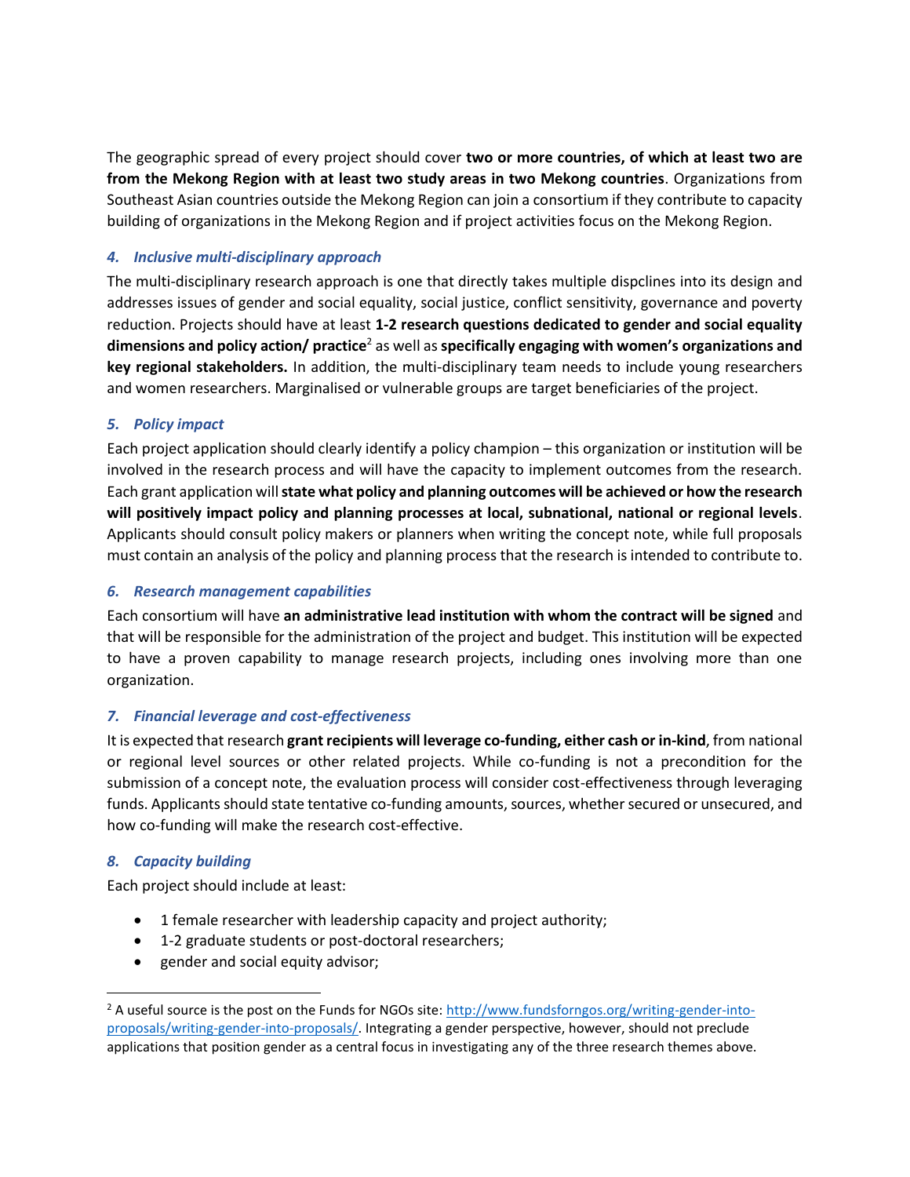The geographic spread of every project should cover **two or more countries, of which at least two are from the Mekong Region with at least two study areas in two Mekong countries**. Organizations from Southeast Asian countries outside the Mekong Region can join a consortium if they contribute to capacity building of organizations in the Mekong Region and if project activities focus on the Mekong Region.

### *4. Inclusive multi-disciplinary approach*

The multi-disciplinary research approach is one that directly takes multiple dispclines into its design and addresses issues of gender and social equality, social justice, conflict sensitivity, governance and poverty reduction. Projects should have at least **1-2 research questions dedicated to gender and social equality dimensions and policy action/ practice**[2] as well as **specifically engaging with women's organizations and key regional stakeholders.** In addition, the multi-disciplinary team needs to include young researchers and women researchers. Marginalised or vulnerable groups are target beneficiaries of the project.

### *5. Policy impact*

Each project application should clearly identify a policy champion – this organization or institution will be involved in the research process and will have the capacity to implement outcomes from the research. Each grant application will **state what policy and planning outcomes will be achieved or how the research will positively impact policy and planning processes at local, subnational, national or regional levels**. Applicants should consult policy makers or planners when writing the concept note, while full proposals must contain an analysis of the policy and planning process that the research is intended to contribute to.

### *6. Research management capabilities*

Each consortium will have **an administrative lead institution with whom the contract will be signed** and that will be responsible for the administration of the project and budget. This institution will be expected to have a proven capability to manage research projects, including ones involving more than one organization.

### *7. Financial leverage and cost-effectiveness*

It is expected that research **grant recipients will leverage co-funding, either cash or in-kind**, from national or regional level sources or other related projects. While co-funding is not a precondition for the submission of a concept note, the evaluation process will consider cost-effectiveness through leveraging funds. Applicants should state tentative co-funding amounts, sources, whether secured or unsecured, and how co-funding will make the research cost-effective.

### *8. Capacity building*

Each project should include at least:

- 1 female researcher with leadership capacity and project authority;
- 1-2 graduate students or post-doctoral researchers;
- gender and social equity advisor;

---

[2] A useful source is the post on the Funds for NGOs site: [http://www.fundsforngos.org/writing-gender-into-proposals/writing-gender-into-proposals/](http://www.fundsforngos.org/writing-gender-into-proposals/writing-gender-into-proposals/). Integrating a gender perspective, however, should not preclude applications that position gender as a central focus in investigating any of the three research themes above.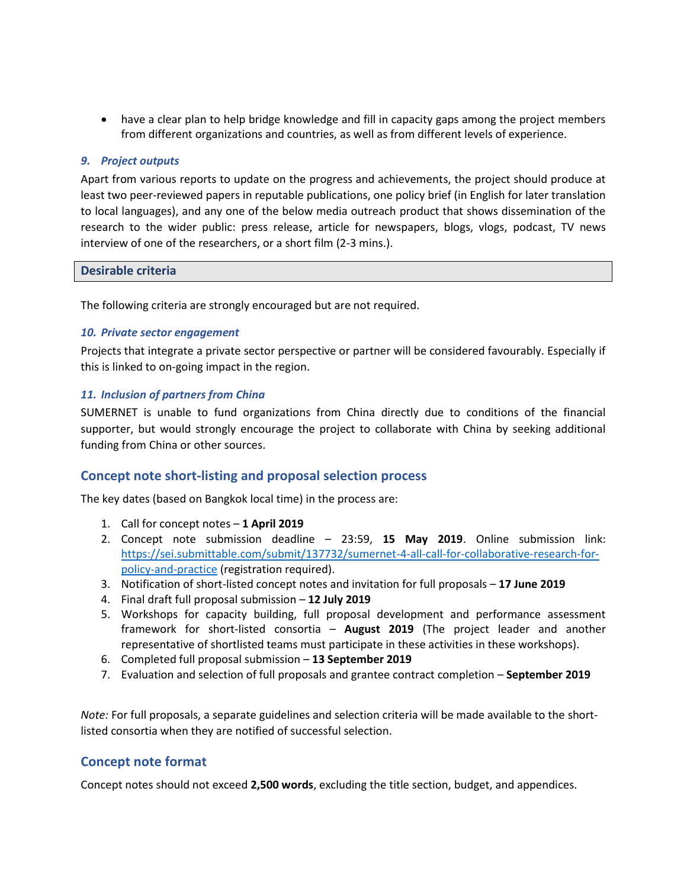- have a clear plan to help bridge knowledge and fill in capacity gaps among the project members from different organizations and countries, as well as from different levels of experience.

### *9. Project outputs*

Apart from various reports to update on the progress and achievements, the project should produce at least two peer-reviewed papers in reputable publications, one policy brief (in English for later translation to local languages), and any one of the below media outreach product that shows dissemination of the research to the wider public: press release, article for newspapers, blogs, vlogs, podcast, TV news interview of one of the researchers, or a short film (2-3 mins.).

## Desirable criteria

The following criteria are strongly encouraged but are not required.

### *10. Private sector engagement*

Projects that integrate a private sector perspective or partner will be considered favourably. Especially if this is linked to on-going impact in the region.

### *11. Inclusion of partners from China*

SUMERNET is unable to fund organizations from China directly due to conditions of the financial supporter, but would strongly encourage the project to collaborate with China by seeking additional funding from China or other sources.

## Concept note short-listing and proposal selection process

The key dates (based on Bangkok local time) in the process are:

1. Call for concept notes – **1 April 2019**
2. Concept note submission deadline – 23:59, **15 May 2019**. Online submission link: [https://sei.submittable.com/submit/137732/sumernet-4-all-call-for-collaborative-research-for-policy-and-practice](https://sei.submittable.com/submit/137732/sumernet-4-all-call-for-collaborative-research-for-policy-and-practice) (registration required).
3. Notification of short-listed concept notes and invitation for full proposals – **17 June 2019**
4. Final draft full proposal submission – **12 July 2019**
5. Workshops for capacity building, full proposal development and performance assessment framework for short-listed consortia – **August 2019** (The project leader and another representative of shortlisted teams must participate in these activities in these workshops).
6. Completed full proposal submission – **13 September 2019**
7. Evaluation and selection of full proposals and grantee contract completion – **September 2019**

*Note:* For full proposals, a separate guidelines and selection criteria will be made available to the short-listed consortia when they are notified of successful selection.

## Concept note format

Concept notes should not exceed **2,500 words**, excluding the title section, budget, and appendices.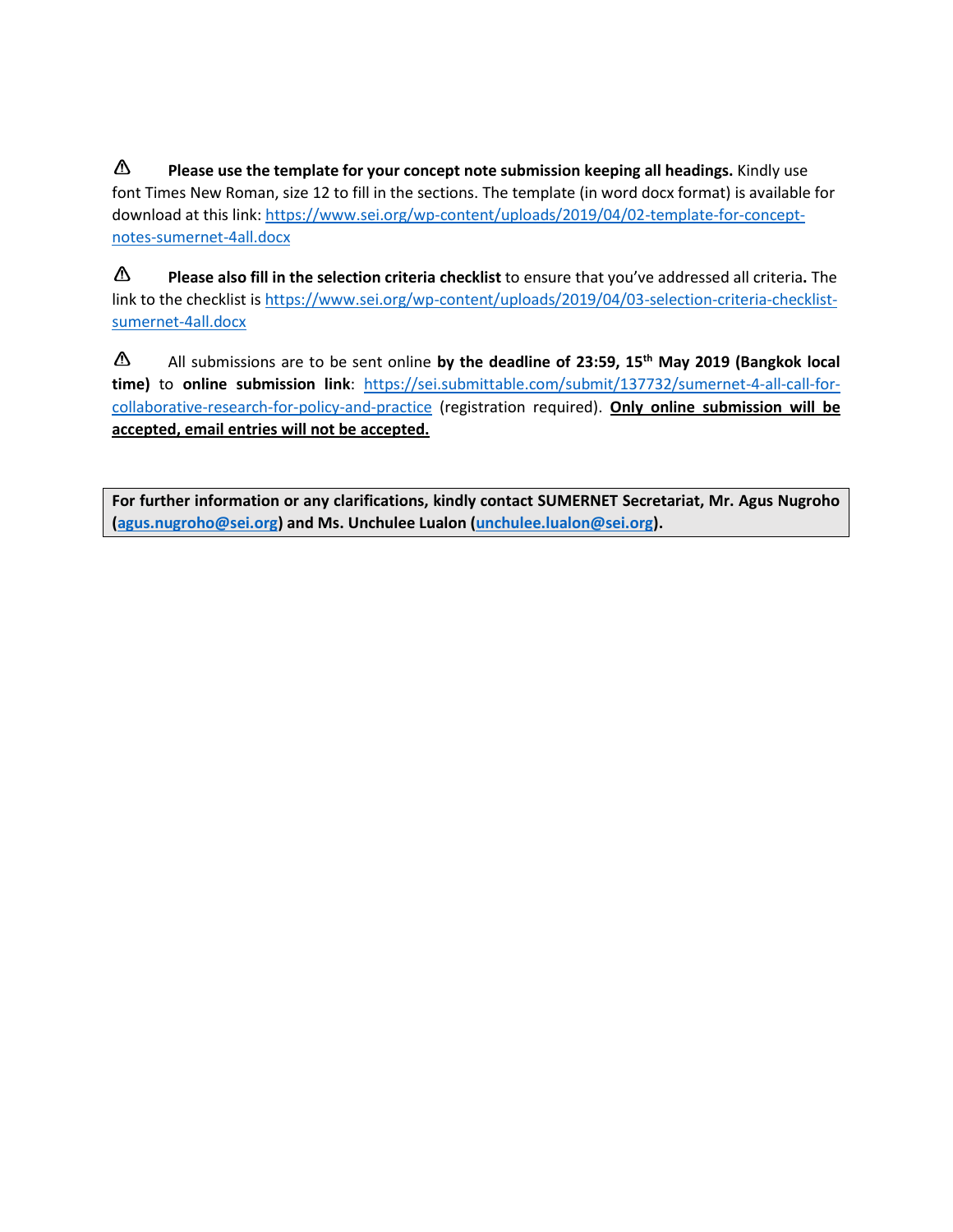⚠ **Please use the template for your concept note submission keeping all headings.** Kindly use font Times New Roman, size 12 to fill in the sections. The template (in word docx format) is available for download at this link: https://www.sei.org/wp-content/uploads/2019/04/02-template-for-concept-notes-sumernet-4all.docx

⚠ **Please also fill in the selection criteria checklist** to ensure that you've addressed all criteria**.** The link to the checklist is https://www.sei.org/wp-content/uploads/2019/04/03-selection-criteria-checklist-sumernet-4all.docx

⚠ All submissions are to be sent online **by the deadline of 23:59, 15th May 2019 (Bangkok local time)** to **online submission link**: https://sei.submittable.com/submit/137732/sumernet-4-all-call-for-collaborative-research-for-policy-and-practice (registration required). **Only online submission will be accepted, email entries will not be accepted.**

| |
|---|
| **For further information or any clarifications, kindly contact SUMERNET Secretariat, Mr. Agus Nugroho (agus.nugroho@sei.org) and Ms. Unchulee Lualon (unchulee.lualon@sei.org).** |